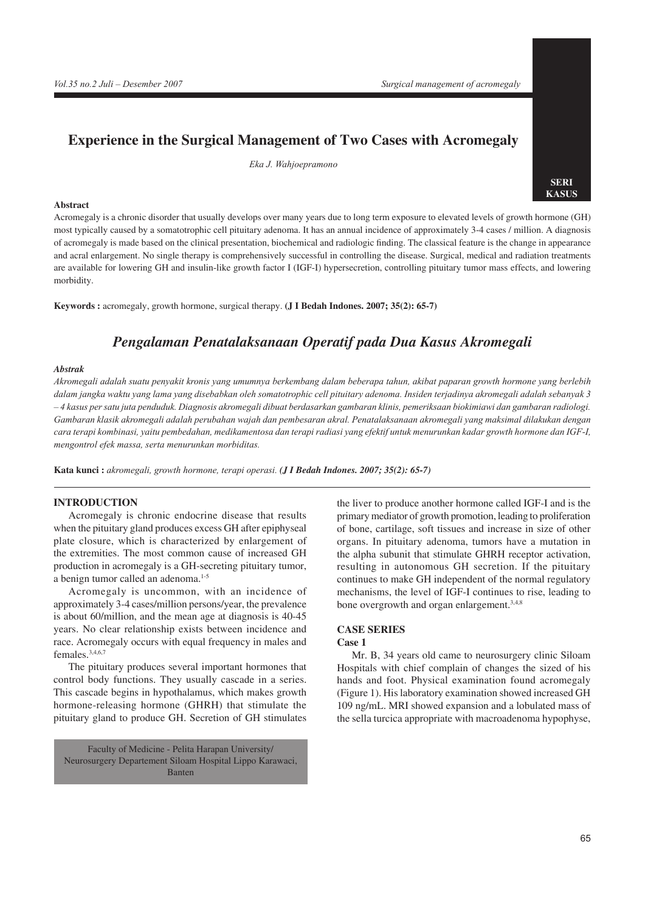# Experience in the Surgical Management of Two Cases with Acromegaly

*Eka J. Wahjoepramono*

SERI KASUS

**Abstract**

Acromegaly is a chronic disorder that usually develops over many years due to long term exposure to elevated levels of growth hormone (GH) most typically caused by a somatotrophic cell pituitary adenoma. It has an annual incidence of approximately 3-4 cases / million. A diagnosis of acromegaly is made based on the clinical presentation, biochemical and radiologic finding. The classical feature is the change in appearance and acral enlargement. No single therapy is comprehensively successful in controlling the disease. Surgical, medical and radiation treatments are available for lowering GH and insulin-like growth factor I (IGF-I) hypersecretion, controlling pituitary tumor mass effects, and lowering morbidity.

**Keywords :** acromegaly, growth hormone, surgical therapy. **(J I Bedah Indones. 2007; 35(2): 65-7)**

## *Pengalaman Penatalaksanaan Operatif pada Dua Kasus Akromegali*

***Abstrak***

*Akromegali adalah suatu penyakit kronis yang umumnya berkembang dalam beberapa tahun, akibat paparan growth hormone yang berlebih dalam jangka waktu yang lama yang disebabkan oleh somatotrophic cell pituitary adenoma. Insiden terjadinya akromegali adalah sebanyak 3 – 4 kasus per satu juta penduduk. Diagnosis akromegali dibuat berdasarkan gambaran klinis, pemeriksaan biokimiawi dan gambaran radiologi. Gambaran klasik akromegali adalah perubahan wajah dan pembesaran akral. Penatalaksanaan akromegali yang maksimal dilakukan dengan cara terapi kombinasi, yaitu pembedahan, medikamentosa dan terapi radiasi yang efektif untuk menurunkan kadar growth hormone dan IGF-I, mengontrol efek massa, serta menurunkan morbiditas.*

**Kata kunci :** *akromegali, growth hormone, terapi operasi.* ***(J I Bedah Indones. 2007; 35(2): 65-7)***

### INTRODUCTION

Acromegaly is chronic endocrine disease that results when the pituitary gland produces excess GH after epiphyseal plate closure, which is characterized by enlargement of the extremities. The most common cause of increased GH production in acromegaly is a GH-secreting pituitary tumor, a benign tumor called an adenoma.[1-5]

Acromegaly is uncommon, with an incidence of approximately 3-4 cases/million persons/year, the prevalence is about 60/million, and the mean age at diagnosis is 40-45 years. No clear relationship exists between incidence and race. Acromegaly occurs with equal frequency in males and females.[3,4,6,7]

The pituitary produces several important hormones that control body functions. They usually cascade in a series. This cascade begins in hypothalamus, which makes growth hormone-releasing hormone (GHRH) that stimulate the pituitary gland to produce GH. Secretion of GH stimulates the liver to produce another hormone called IGF-I and is the primary mediator of growth promotion, leading to proliferation of bone, cartilage, soft tissues and increase in size of other organs. In pituitary adenoma, tumors have a mutation in the alpha subunit that stimulate GHRH receptor activation, resulting in autonomous GH secretion. If the pituitary continues to make GH independent of the normal regulatory mechanisms, the level of IGF-I continues to rise, leading to bone overgrowth and organ enlargement.[3,4,8]

Faculty of Medicine - Pelita Harapan University/ Neurosurgery Departement Siloam Hospital Lippo Karawaci, Banten

### CASE SERIES

#### Case 1

Mr. B, 34 years old came to neurosurgery clinic Siloam Hospitals with chief complain of changes the sized of his hands and foot. Physical examination found acromegaly (Figure 1). His laboratory examination showed increased GH 109 ng/mL. MRI showed expansion and a lobulated mass of the sella turcica appropriate with macroadenoma hypophyse,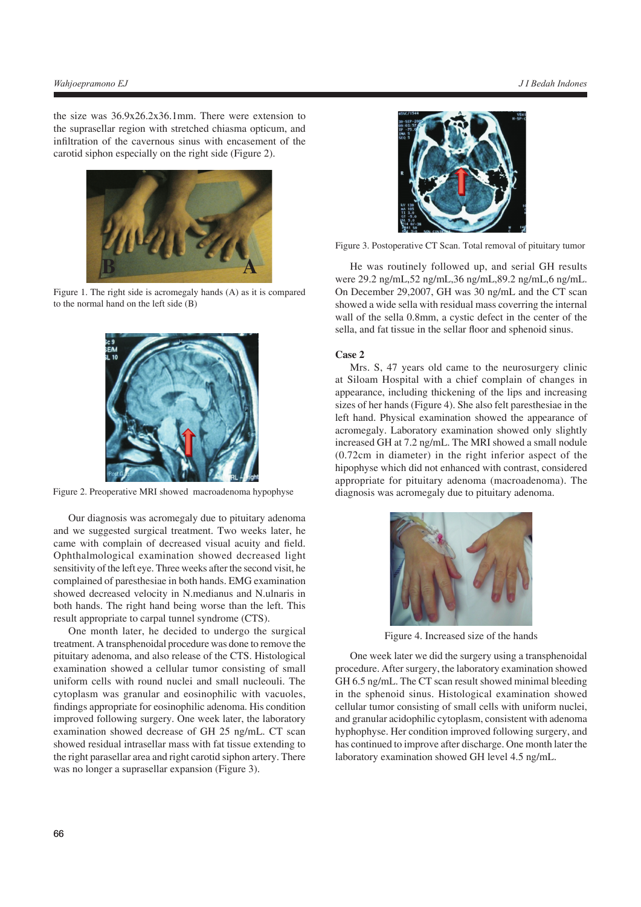the size was 36.9x26.2x36.1mm. There were extension to the suprasellar region with stretched chiasma opticum, and infiltration of the cavernous sinus with encasement of the carotid siphon especially on the right side (Figure 2).

Figure 1. The right side is acromegaly hands (A) as it is compared to the normal hand on the left side (B)

Figure 2. Preoperative MRI showed macroadenoma hypophyse

Our diagnosis was acromegaly due to pituitary adenoma and we suggested surgical treatment. Two weeks later, he came with complain of decreased visual acuity and field. Ophthalmological examination showed decreased light sensitivity of the left eye. Three weeks after the second visit, he complained of paresthesiae in both hands. EMG examination showed decreased velocity in N.medianus and N.ulnaris in both hands. The right hand being worse than the left. This result appropriate to carpal tunnel syndrome (CTS).

One month later, he decided to undergo the surgical treatment. A transphenoidal procedure was done to remove the pituitary adenoma, and also release of the CTS. Histological examination showed a cellular tumor consisting of small uniform tumor cells with round nuclei and small nucleouli. The cytoplasm was granular and eosinophilic with vacuoles, findings appropriate for eosinophilic adenoma. His condition improved following surgery. One week later, the laboratory examination showed decrease of GH 25 ng/mL. CT scan showed residual intrasellar mass with fat tissue extending to the right parasellar area and right carotid siphon artery. There was no longer a suprasellar expansion (Figure 3).

Figure 3. Postoperative CT Scan. Total removal of pituitary tumor

He was routinely followed up, and serial GH results were 29.2 ng/mL,52 ng/mL,36 ng/mL,89.2 ng/mL,6 ng/mL. On December 29,2007, GH was 30 ng/mL and the CT scan showed a wide sella with residual mass coverring the internal wall of the sella 0.8mm, a cystic defect in the center of the sella, and fat tissue in the sellar floor and sphenoid sinus.

**Case 2**

Mrs. S, 47 years old came to the neurosurgery clinic at Siloam Hospital with a chief complain of changes in appearance, including thickening of the lips and increasing sizes of her hands (Figure 4). She also felt paresthesiae in the left hand. Physical examination showed the appearance of acromegaly. Laboratory examination showed only slightly increased GH at 7.2 ng/mL. The MRI showed a small nodule (0.72cm in diameter) in the right inferior aspect of the hipophyse which did not enhanced with contrast, considered appropriate for pituitary adenoma (macroadenoma). The diagnosis was acromegaly due to pituitary adenoma.

Figure 4. Increased size of the hands

One week later we did the surgery using a transphenoidal procedure. After surgery, the laboratory examination showed GH 6.5 ng/mL. The CT scan result showed minimal bleeding in the sphenoid sinus. Histological examination showed cellular tumor consisting of small cells with uniform nuclei, and granular acidophilic cytoplasm, consistent with adenoma hyphophyse. Her condition improved following surgery, and has continued to improve after discharge. One month later the laboratory examination showed GH level 4.5 ng/mL.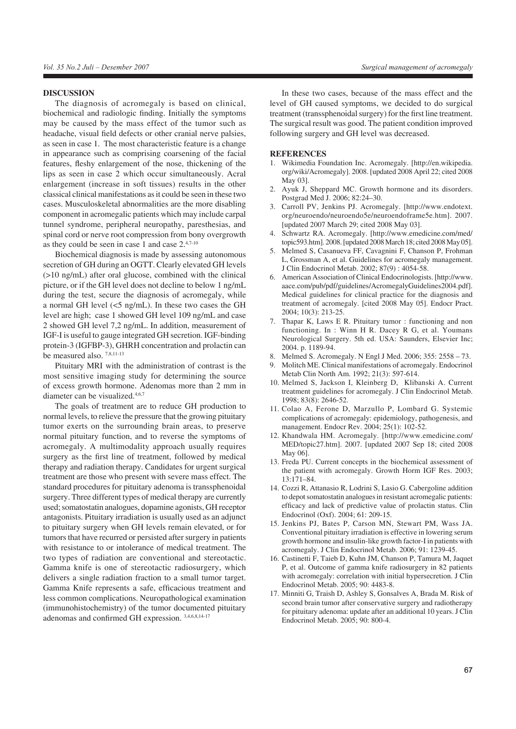## DISCUSSION

The diagnosis of acromegaly is based on clinical, biochemical and radiologic finding. Initially the symptoms may be caused by the mass effect of the tumor such as headache, visual field defects or other cranial nerve palsies, as seen in case 1. The most characteristic feature is a change in appearance such as comprising coarsening of the facial features, fleshy enlargement of the nose, thickening of the lips as seen in case 2 which occur simultaneously. Acral enlargement (increase in soft tissues) results in the other classical clinical manifestations as it could be seen in these two cases. Musculoskeletal abnormalities are the more disabling component in acromegalic patients which may include carpal tunnel syndrome, peripheral neuropathy, paresthesias, and spinal cord or nerve root compression from bony overgrowth as they could be seen in case 1 and case 2.[4,7-10]

Biochemical diagnosis is made by assessing autonomous secretion of GH during an OGTT. Clearly elevated GH levels (>10 ng/mL) after oral glucose, combined with the clinical picture, or if the GH level does not decline to below 1 ng/mL during the test, secure the diagnosis of acromegaly, while a normal GH level (<5 ng/mL). In these two cases the GH level are high; case 1 showed GH level 109 ng/mL and case 2 showed GH level 7,2 ng/mL. In addition, measurement of IGF-I is useful to gauge integrated GH secretion. IGF-binding protein-3 (IGFBP-3), GHRH concentration and prolactin can be measured also. [7,8,11-13]

Pituitary MRI with the administration of contrast is the most sensitive imaging study for determining the source of excess growth hormone. Adenomas more than 2 mm in diameter can be visualized.[4,6,7]

The goals of treatment are to reduce GH production to normal levels, to relieve the pressure that the growing pituitary tumor exerts on the surrounding brain areas, to preserve normal pituitary function, and to reverse the symptoms of acromegaly. A multimodality approach usually requires surgery as the first line of treatment, followed by medical therapy and radiation therapy. Candidates for urgent surgical treatment are those who present with severe mass effect. The standard procedures for pituitary adenoma is transsphenoidal surgery. Three different types of medical therapy are currently used; somatostatin analogues, dopamine agonists, GH receptor antagonists. Pituitary irradiation is usually used as an adjunct to pituitary surgery when GH levels remain elevated, or for tumors that have recurred or persisted after surgery in patients with resistance to or intolerance of medical treatment. The two types of radiation are conventional and stereotactic. Gamma knife is one of stereotactic radiosurgery, which delivers a single radiation fraction to a small tumor target. Gamma Knife represents a safe, efficacious treatment and less common complications. Neuropathological examination (immunohistochemistry) of the tumor documented pituitary adenomas and confirmed GH expression. [3,4,6,8,14-17]

In these two cases, because of the mass effect and the level of GH caused symptoms, we decided to do surgical treatment (transsphenoidal surgery) for the first line treatment. The surgical result was good. The patient condition improved following surgery and GH level was decreased.

## REFERENCES

1. Wikimedia Foundation Inc. Acromegaly. [http://en.wikipedia.org/wiki/Acromegaly]. 2008. [updated 2008 April 22; cited 2008 May 03].
2. Ayuk J, Sheppard MC. Growth hormone and its disorders. Postgrad Med J. 2006; 82:24–30.
3. Carroll PV, Jenkins PJ. Acromegaly. [http://www.endotext.org/neuroendo/neuroendo5e/neuroendoframe5e.htm]. 2007. [updated 2007 March 29; cited 2008 May 03].
4. Schwartz RA. Acromegaly. [http://www.emedicine.com/med/topic593.htm]. 2008. [updated 2008 March 18; cited 2008 May 05].
5. Melmed S, Casanueva FF, Cavagnini F, Chanson P, Frohman L, Grossman A, et al. Guidelines for acromegaly management. J Clin Endocrinol Metab. 2002; 87(9) : 4054-58.
6. American Association of Clinical Endocrinologists. [http://www.aace.com/pub/pdf/guidelines/AcromegalyGuidelines2004.pdf]. Medical guidelines for clinical practice for the diagnosis and treatment of acromegaly. [cited 2008 May 05]. Endocr Pract. 2004; 10(3): 213-25.
7. Thapar K, Laws E R. Pituitary tumor : functioning and non functioning. In : Winn H R. Dacey R G, et al. Youmans Neurological Surgery. 5th ed. USA: Saunders, Elsevier Inc; 2004. p. 1189-94.
8. Melmed S. Acromegaly. N Engl J Med. 2006; 355: 2558 – 73.
9. Molitch ME. Clinical manifestations of acromegaly. Endocrinol Metab Clin North Am. 1992; 21(3): 597-614.
10. Melmed S, Jackson I, Kleinberg D, Klibanski A. Current treatment guidelines for acromegaly. J Clin Endocrinol Metab. 1998; 83(8): 2646-52.
11. Colao A, Ferone D, Marzullo P, Lombard G. Systemic complications of acromegaly: epidemiology, pathogenesis, and management. Endocr Rev. 2004; 25(1): 102-52.
12. Khandwala HM. Acromegaly. [http://www.emedicine.com/MED/topic27.htm]. 2007. [updated 2007 Sep 18; cited 2008 May 06].
13. Freda PU. Current concepts in the biochemical assessment of the patient with acromegaly. Growth Horm IGF Res. 2003; 13:171–84.
14. Cozzi R, Attanasio R, Lodrini S, Lasio G. Cabergoline addition to depot somatostatin analogues in resistant acromegalic patients: efficacy and lack of predictive value of prolactin status. Clin Endocrinol (Oxf). 2004; 61: 209-15.
15. Jenkins PJ, Bates P, Carson MN, Stewart PM, Wass JA. Conventional pituitary irradiation is effective in lowering serum growth hormone and insulin-like growth factor-I in patients with acromegaly. J Clin Endocrinol Metab. 2006; 91: 1239-45.
16. Castinetti F, Taieb D, Kuhn JM, Chanson P, Tamura M, Jaquet P, et al. Outcome of gamma knife radiosurgery in 82 patients with acromegaly: correlation with initial hypersecretion. J Clin Endocrinol Metab. 2005; 90: 4483-8.
17. Minniti G, Traish D, Ashley S, Gonsalves A, Brada M. Risk of second brain tumor after conservative surgery and radiotherapy for pituitary adenoma: update after an additional 10 years. J Clin Endocrinol Metab. 2005; 90: 800-4.